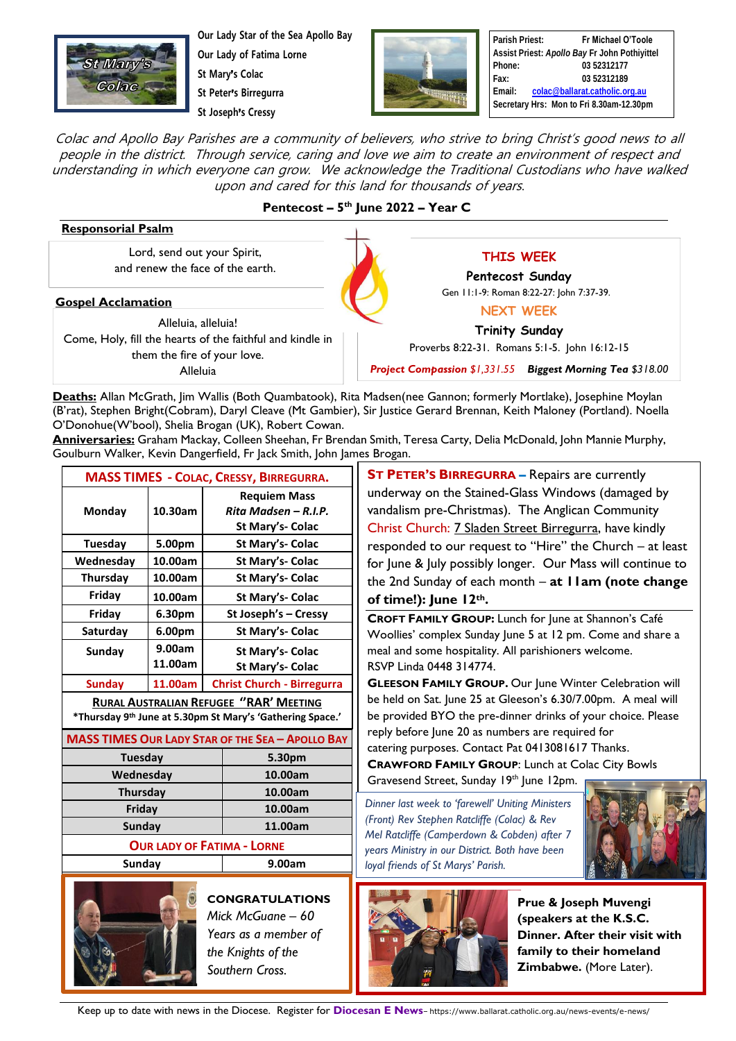Our Lady Star of the Sea Apollo Bay
Our Lady of Fatima Lorne
St Mary's Colac
St Peter's Birregurra
St Joseph's Cressy

| | |
|---|---|
| Parish Priest: | Fr Michael O'Toole |
| Assist Priest: *Apollo Bay* | Fr John Pothiyittel |
| Phone: | 03 52312177 |
| Fax: | 03 52312189 |
| Email: | colac@ballarat.catholic.org.au |
| Secretary Hrs: | Mon to Fri 8.30am-12.30pm |

*Colac and Apollo Bay Parishes are a community of believers, who strive to bring Christ's good news to all people in the district. Through service, caring and love we aim to create an environment of respect and understanding in which everyone can grow. We acknowledge the Traditional Custodians who have walked upon and cared for this land for thousands of years.*

## Pentecost – 5th June 2022 – Year C

**Responsorial Psalm**

Lord, send out your Spirit,
and renew the face of the earth.

**Gospel Acclamation**

Alleluia, alleluia!
Come, Holy, fill the hearts of the faithful and kindle in them the fire of your love.
Alleluia

**THIS WEEK**
**Pentecost Sunday**
Gen 11:1-9: Roman 8:22-27: John 7:37-39.

**NEXT WEEK**
**Trinity Sunday**
Proverbs 8:22-31. Romans 5:1-5. John 16:12-15

***Project Compassion** $1,331.55* ***Biggest Morning Tea** $318.00*

**Deaths:** Allan McGrath, Jim Wallis (Both Quambatook), Rita Madsen(nee Gannon; formerly Mortlake), Josephine Moylan (B'rat), Stephen Bright(Cobram), Daryl Cleave (Mt Gambier), Sir Justice Gerard Brennan, Keith Maloney (Portland). Noella O'Donohue(W'bool), Shelia Brogan (UK), Robert Cowan.

**Anniversaries:** Graham Mackay, Colleen Sheehan, Fr Brendan Smith, Teresa Carty, Delia McDonald, John Mannie Murphy, Goulburn Walker, Kevin Dangerfield, Fr Jack Smith, John James Brogan.

### MASS TIMES - COLAC, CRESSY, BIRREGURRA.

| Day | Time | Location |
|---|---|---|
| Monday | 10.30am | Requiem Mass *Rita Madsen – R.I.P.* St Mary's- Colac |
| Tuesday | 5.00pm | St Mary's- Colac |
| Wednesday | 10.00am | St Mary's- Colac |
| Thursday | 10.00am | St Mary's- Colac |
| Friday | 10.00am | St Mary's- Colac |
| Friday | 6.30pm | St Joseph's – Cressy |
| Saturday | 6.00pm | St Mary's- Colac |
| Sunday | 9.00am<br>11.00am | St Mary's- Colac<br>St Mary's- Colac |
| Sunday | 11.00am | Christ Church - Birregurra |

**RURAL AUSTRALIAN REFUGEE "RAR" MEETING**
*Thursday 9th June at 5.30pm St Mary's 'Gathering Space.'

### MASS TIMES OUR LADY STAR OF THE SEA – APOLLO BAY

| Day | Time |
|---|---|
| Tuesday | 5.30pm |
| Wednesday | 10.00am |
| Thursday | 10.00am |
| Friday | 10.00am |
| Sunday | 11.00am |

### OUR LADY OF FATIMA - LORNE

| Day | Time |
|---|---|
| Sunday | 9.00am |

**CONGRATULATIONS**
*Mick McGuane – 60 Years as a member of the Knights of the Southern Cross.*

**ST PETER'S BIRREGURRA** – Repairs are currently underway on the Stained-Glass Windows (damaged by vandalism pre-Christmas). The Anglican Community Christ Church: 7 Sladen Street Birregurra, have kindly responded to our request to "Hire" the Church – at least for June & July possibly longer. Our Mass will continue to the 2nd Sunday of each month – **at 11am (note change of time!): June 12th.**

**CROFT FAMILY GROUP:** Lunch for June at Shannon's Café Woollies' complex Sunday June 5 at 12 pm. Come and share a meal and some hospitality. All parishioners welcome.
RSVP Linda 0448 314774.

**GLEESON FAMILY GROUP.** Our June Winter Celebration will be held on Sat. June 25 at Gleeson's 6.30/7.00pm. A meal will be provided BYO the pre-dinner drinks of your choice. Please reply before June 20 as numbers are required for catering purposes. Contact Pat 0413081617 Thanks.

**CRAWFORD FAMILY GROUP**: Lunch at Colac City Bowls Gravesend Street, Sunday 19th June 12pm.

*Dinner last week to 'farewell' Uniting Ministers (Front) Rev Stephen Ratcliffe (Colac) & Rev Mel Ratcliffe (Camperdown & Cobden) after 7 years Ministry in our District. Both have been loyal friends of St Marys' Parish.*

**Prue & Joseph Muvengi (speakers at the K.S.C. Dinner. After their visit with family to their homeland Zimbabwe.** (More Later).

Keep up to date with news in the Diocese. Register for **Diocesan E News**– https://www.ballarat.catholic.org.au/news-events/e-news/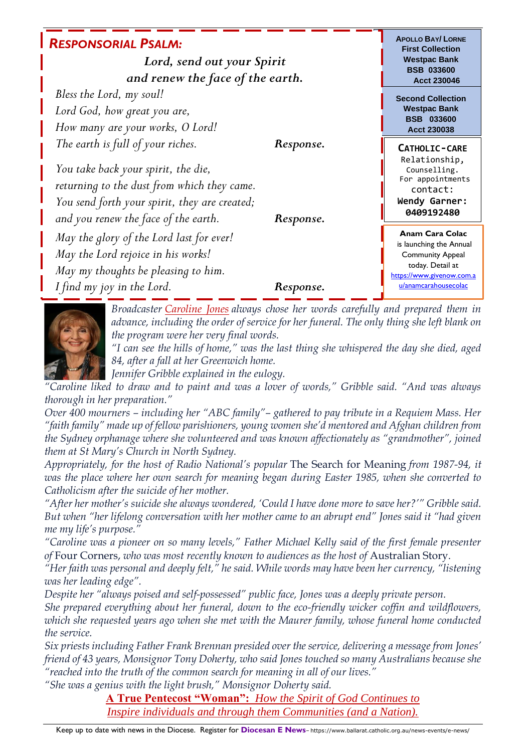## *RESPONSORIAL PSALM:*

***Lord, send out your Spirit***
***and renew the face of the earth.***

*Bless the Lord, my soul!*
*Lord God, how great you are,*
*How many are your works, O Lord!*
*The earth is full of your riches.* ***Response.***

*You take back your spirit, the die,*
*returning to the dust from which they came.*
*You send forth your spirit, they are created;*
*and you renew the face of the earth.* ***Response.***

*May the glory of the Lord last for ever!*
*May the Lord rejoice in his works!*
*May my thoughts be pleasing to him.*
*I find my joy in the Lord.* ***Response.***

**APOLLO BAY/ LORNE**
**First Collection**
**Westpac Bank**
**BSB 033600**
**Acct 230046**

**Second Collection**
**Westpac Bank**
**BSB 033600**
**Acct 230038**

**CATHOLIC-CARE**
Relationship,
Counselling.
For appointments
contact:
**Wendy Garner:**
**0409192480**

**Anam Cara Colac**
is launching the Annual Community Appeal today. Detail at
https://www.givenow.com.au/anamcarahousecolac

*Broadcaster Caroline Jones always chose her words carefully and prepared them in advance, including the order of service for her funeral. The only thing she left blank on the program were her very final words.*

*"I can see the hills of home," was the last thing she whispered the day she died, aged 84, after a fall at her Greenwich home.*

*Jennifer Gribble explained in the eulogy.*

*"Caroline liked to draw and to paint and was a lover of words," Gribble said. "And was always thorough in her preparation."*

*Over 400 mourners – including her "ABC family"– gathered to pay tribute in a Requiem Mass. Her "faith family" made up of fellow parishioners, young women she'd mentored and Afghan children from the Sydney orphanage where she volunteered and was known affectionately as "grandmother", joined them at St Mary's Church in North Sydney.*

*Appropriately, for the host of Radio National's popular* The Search for Meaning *from 1987-94, it was the place where her own search for meaning began during Easter 1985, when she converted to Catholicism after the suicide of her mother.*

*"After her mother's suicide she always wondered, 'Could I have done more to save her?'" Gribble said. But when "her lifelong conversation with her mother came to an abrupt end" Jones said it "had given me my life's purpose."*

*"Caroline was a pioneer on so many levels," Father Michael Kelly said of the first female presenter of* Four Corners, *who was most recently known to audiences as the host of* Australian Story.

*"Her faith was personal and deeply felt," he said. While words may have been her currency, "listening was her leading edge".*

*Despite her "always poised and self-possessed" public face, Jones was a deeply private person.*

*She prepared everything about her funeral, down to the eco-friendly wicker coffin and wildflowers, which she requested years ago when she met with the Maurer family, whose funeral home conducted the service.*

*Six priests including Father Frank Brennan presided over the service, delivering a message from Jones' friend of 43 years, Monsignor Tony Doherty, who said Jones touched so many Australians because she "reached into the truth of the common search for meaning in all of our lives."*

*"She was a genius with the light brush," Monsignor Doherty said.*

**A True Pentecost "Woman":** *How the Spirit of God Continues to Inspire individuals and through them Communities (and a Nation).*

Keep up to date with news in the Diocese. Register for **Diocesan E News**– https://www.ballarat.catholic.org.au/news-events/e-news/